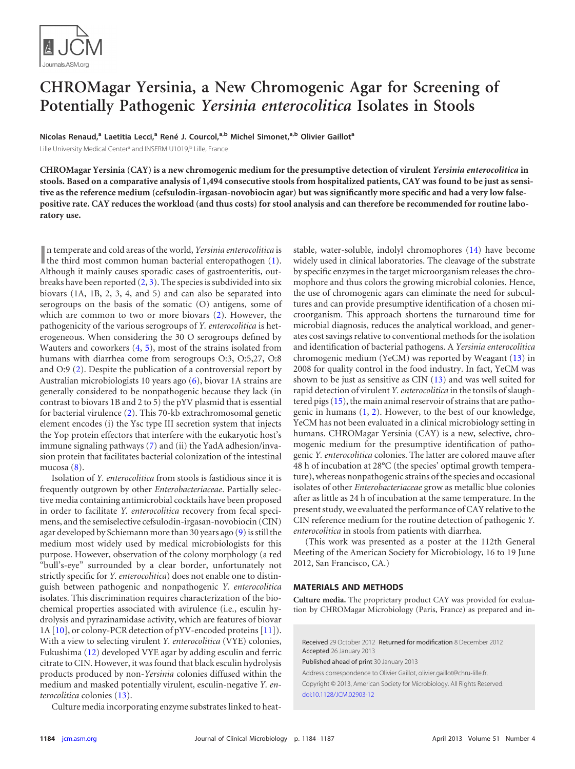# CHROMagar Yersinia, a New Chromogenic Agar for Screening of Potentially Pathogenic *Yersinia enterocolitica* Isolates in Stools

**Nicolas Renaud,[a] Laetitia Lecci,[a] René J. Courcol,[a,b] Michel Simonet,[a,b] Olivier Gaillot[a]**

Lille University Medical Center[a] and INSERM U1019,[b] Lille, France

**CHROMagar Yersinia (CAY) is a new chromogenic medium for the presumptive detection of virulent *Yersinia enterocolitica* in stools. Based on a comparative analysis of 1,494 consecutive stools from hospitalized patients, CAY was found to be just as sensitive as the reference medium (cefsulodin-irgasan-novobiocin agar) but was significantly more specific and had a very low false-positive rate. CAY reduces the workload (and thus costs) for stool analysis and can therefore be recommended for routine laboratory use.**

In temperate and cold areas of the world, *Yersinia enterocolitica* is the third most common human bacterial enteropathogen (1). Although it mainly causes sporadic cases of gastroenteritis, outbreaks have been reported (2, 3). The species is subdivided into six biovars (1A, 1B, 2, 3, 4, and 5) and can also be separated into serogroups on the basis of the somatic (O) antigens, some of which are common to two or more biovars (2). However, the pathogenicity of the various serogroups of *Y. enterocolitica* is heterogeneous. When considering the 30 O serogroups defined by Wauters and coworkers (4, 5), most of the strains isolated from humans with diarrhea come from serogroups O:3, O:5,27, O:8 and O:9 (2). Despite the publication of a controversial report by Australian microbiologists 10 years ago (6), biovar 1A strains are generally considered to be nonpathogenic because they lack (in contrast to biovars 1B and 2 to 5) the pYV plasmid that is essential for bacterial virulence (2). This 70-kb extrachromosomal genetic element encodes (i) the Ysc type III secretion system that injects the Yop protein effectors that interfere with the eukaryotic host's immune signaling pathways (7) and (ii) the YadA adhesion/invasion protein that facilitates bacterial colonization of the intestinal mucosa (8).

Isolation of *Y. enterocolitica* from stools is fastidious since it is frequently outgrown by other *Enterobacteriaceae*. Partially selective media containing antimicrobial cocktails have been proposed in order to facilitate *Y. enterocolitica* recovery from fecal specimens, and the semiselective cefsulodin-irgasan-novobiocin (CIN) agar developed by Schiemann more than 30 years ago (9) is still the medium most widely used by medical microbiologists for this purpose. However, observation of the colony morphology (a red "bull's-eye" surrounded by a clear border, unfortunately not strictly specific for *Y. enterocolitica*) does not enable one to distinguish between pathogenic and nonpathogenic *Y. enterocolitica* isolates. This discrimination requires characterization of the biochemical properties associated with avirulence (i.e., esculin hydrolysis and pyrazinamidase activity, which are features of biovar 1A [10], or colony-PCR detection of pYV-encoded proteins [11]). With a view to selecting virulent *Y. enterocolitica* (VYE) colonies, Fukushima (12) developed VYE agar by adding esculin and ferric citrate to CIN. However, it was found that black esculin hydrolysis products produced by non-*Yersinia* colonies diffused within the medium and masked potentially virulent, esculin-negative *Y. enterocolitica* colonies (13).

Culture media incorporating enzyme substrates linked to heat-stable, water-soluble, indolyl chromophores (14) have become widely used in clinical laboratories. The cleavage of the substrate by specific enzymes in the target microorganism releases the chromophore and thus colors the growing microbial colonies. Hence, the use of chromogenic agars can eliminate the need for subcultures and can provide presumptive identification of a chosen microorganism. This approach shortens the turnaround time for microbial diagnosis, reduces the analytical workload, and generates cost savings relative to conventional methods for the isolation and identification of bacterial pathogens. A *Yersinia enterocolitica* chromogenic medium (YeCM) was reported by Weagant (13) in 2008 for quality control in the food industry. In fact, YeCM was shown to be just as sensitive as CIN (13) and was well suited for rapid detection of virulent *Y. enterocolitica* in the tonsils of slaughtered pigs (15), the main animal reservoir of strains that are pathogenic in humans (1, 2). However, to the best of our knowledge, YeCM has not been evaluated in a clinical microbiology setting in humans. CHROMagar Yersinia (CAY) is a new, selective, chromogenic medium for the presumptive identification of pathogenic *Y. enterocolitica* colonies. The latter are colored mauve after 48 h of incubation at 28°C (the species' optimal growth temperature), whereas nonpathogenic strains of the species and occasional isolates of other *Enterobacteriaceae* grow as metallic blue colonies after as little as 24 h of incubation at the same temperature. In the present study, we evaluated the performance of CAY relative to the CIN reference medium for the routine detection of pathogenic *Y. enterocolitica* in stools from patients with diarrhea.

(This work was presented as a poster at the 112th General Meeting of the American Society for Microbiology, 16 to 19 June 2012, San Francisco, CA.)

## MATERIALS AND METHODS

**Culture media.** The proprietary product CAY was provided for evaluation by CHROMagar Microbiology (Paris, France) as prepared and in-

Received 29 October 2012 Returned for modification 8 December 2012 Accepted 26 January 2013

Published ahead of print 30 January 2013

Address correspondence to Olivier Gaillot, olivier.gaillot@chru-lille.fr.

Copyright © 2013, American Society for Microbiology. All Rights Reserved.

doi:10.1128/JCM.02903-12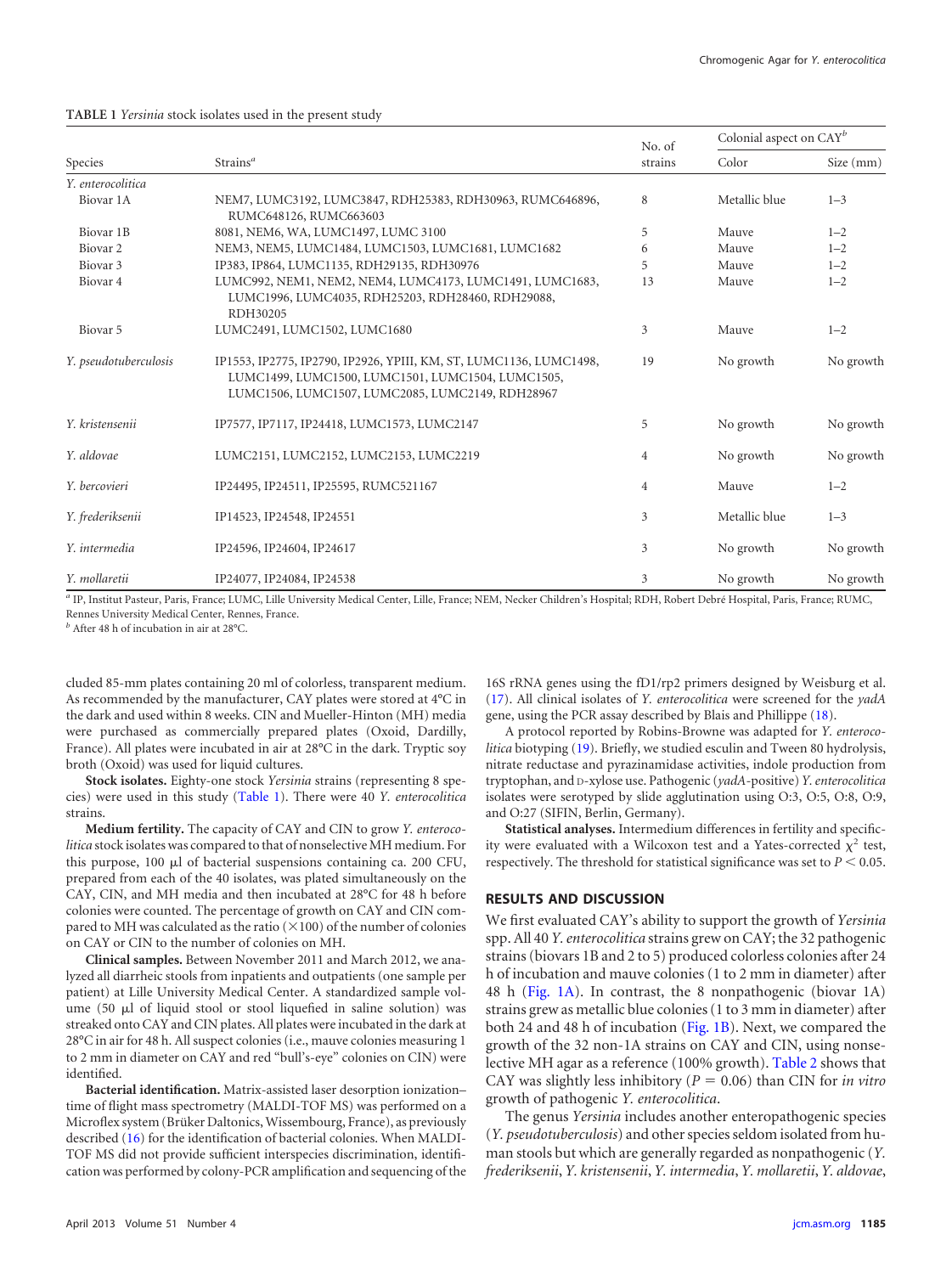**TABLE 1** *Yersinia* stock isolates used in the present study

| Species | Strains[a] | No. of strains | Colonial aspect on CAY[b] | |
|---|---|---|---|---|
| | | | Color | Size (mm) |
| *Y. enterocolitica* | | | | |
| Biovar 1A | NEM7, LUMC3192, LUMC3847, RDH25383, RDH30963, RUMC646896, RUMC648126, RUMC663603 | 8 | Metallic blue | 1–3 |
| Biovar 1B | 8081, NEM6, WA, LUMC1497, LUMC 3100 | 5 | Mauve | 1–2 |
| Biovar 2 | NEM3, NEM5, LUMC1484, LUMC1503, LUMC1681, LUMC1682 | 6 | Mauve | 1–2 |
| Biovar 3 | IP383, IP864, LUMC1135, RDH29135, RDH30976 | 5 | Mauve | 1–2 |
| Biovar 4 | LUMC992, NEM1, NEM2, NEM4, LUMC4173, LUMC1491, LUMC1683, LUMC1996, LUMC4035, RDH25203, RDH28460, RDH29088, RDH30205 | 13 | Mauve | 1–2 |
| Biovar 5 | LUMC2491, LUMC1502, LUMC1680 | 3 | Mauve | 1–2 |
| *Y. pseudotuberculosis* | IP1553, IP2775, IP2790, IP2926, YPIII, KM, ST, LUMC1136, LUMC1498, LUMC1499, LUMC1500, LUMC1501, LUMC1504, LUMC1505, LUMC1506, LUMC1507, LUMC2085, LUMC2149, RDH28967 | 19 | No growth | No growth |
| *Y. kristensenii* | IP7577, IP7117, IP24418, LUMC1573, LUMC2147 | 5 | No growth | No growth |
| *Y. aldovae* | LUMC2151, LUMC2152, LUMC2153, LUMC2219 | 4 | No growth | No growth |
| *Y. bercovieri* | IP24495, IP24511, IP25595, RUMC521167 | 4 | Mauve | 1–2 |
| *Y. frederiksenii* | IP14523, IP24548, IP24551 | 3 | Metallic blue | 1–3 |
| *Y. intermedia* | IP24596, IP24604, IP24617 | 3 | No growth | No growth |
| *Y. mollaretii* | IP24077, IP24084, IP24538 | 3 | No growth | No growth |

[a] IP, Institut Pasteur, Paris, France; LUMC, Lille University Medical Center, Lille, France; NEM, Necker Children's Hospital; RDH, Robert Debré Hospital, Paris, France; RUMC, Rennes University Medical Center, Rennes, France.
[b] After 48 h of incubation in air at 28°C.

cluded 85-mm plates containing 20 ml of colorless, transparent medium. As recommended by the manufacturer, CAY plates were stored at 4°C in the dark and used within 8 weeks. CIN and Mueller-Hinton (MH) media were purchased as commercially prepared plates (Oxoid, Dardilly, France). All plates were incubated in air at 28°C in the dark. Tryptic soy broth (Oxoid) was used for liquid cultures.

**Stock isolates.** Eighty-one stock *Yersinia* strains (representing 8 species) were used in this study (Table 1). There were 40 *Y. enterocolitica* strains.

**Medium fertility.** The capacity of CAY and CIN to grow *Y. enterocolitica* stock isolates was compared to that of nonselective MH medium. For this purpose, 100 μl of bacterial suspensions containing ca. 200 CFU, prepared from each of the 40 isolates, was plated simultaneously on the CAY, CIN, and MH media and then incubated at 28°C for 48 h before colonies were counted. The percentage of growth on CAY and CIN compared to MH was calculated as the ratio (×100) of the number of colonies on CAY or CIN to the number of colonies on MH.

**Clinical samples.** Between November 2011 and March 2012, we analyzed all diarrheic stools from inpatients and outpatients (one sample per patient) at Lille University Medical Center. A standardized sample volume (50 μl of liquid stool or stool liquefied in saline solution) was streaked onto CAY and CIN plates. All plates were incubated in the dark at 28°C in air for 48 h. All suspect colonies (i.e., mauve colonies measuring 1 to 2 mm in diameter on CAY and red "bull's-eye" colonies on CIN) were identified.

**Bacterial identification.** Matrix-assisted laser desorption ionization–time of flight mass spectrometry (MALDI-TOF MS) was performed on a Microflex system (Brüker Daltonics, Wissembourg, France), as previously described (16) for the identification of bacterial colonies. When MALDI-TOF MS did not provide sufficient interspecies discrimination, identification was performed by colony-PCR amplification and sequencing of the 16S rRNA genes using the fD1/rp2 primers designed by Weisburg et al. (17). All clinical isolates of *Y. enterocolitica* were screened for the *yadA* gene, using the PCR assay described by Blais and Phillippe (18).

A protocol reported by Robins-Browne was adapted for *Y. enterocolitica* biotyping (19). Briefly, we studied esculin and Tween 80 hydrolysis, nitrate reductase and pyrazinamidase activities, indole production from tryptophan, and D-xylose use. Pathogenic (*yadA*-positive) *Y. enterocolitica* isolates were serotyped by slide agglutination using O:3, O:5, O:8, O:9, and O:27 (SIFIN, Berlin, Germany).

**Statistical analyses.** Intermedium differences in fertility and specificity were evaluated with a Wilcoxon test and a Yates-corrected $\chi^2$ test, respectively. The threshold for statistical significance was set to $P < 0.05$.

## RESULTS AND DISCUSSION

We first evaluated CAY's ability to support the growth of *Yersinia* spp. All 40 *Y. enterocolitica* strains grew on CAY; the 32 pathogenic strains (biovars 1B and 2 to 5) produced colorless colonies after 24 h of incubation and mauve colonies (1 to 2 mm in diameter) after 48 h (Fig. 1A). In contrast, the 8 nonpathogenic (biovar 1A) strains grew as metallic blue colonies (1 to 3 mm in diameter) after both 24 and 48 h of incubation (Fig. 1B). Next, we compared the growth of the 32 non-1A strains on CAY and CIN, using nonselective MH agar as a reference (100% growth). Table 2 shows that CAY was slightly less inhibitory ($P = 0.06$) than CIN for *in vitro* growth of pathogenic *Y. enterocolitica*.

The genus *Yersinia* includes another enteropathogenic species (*Y. pseudotuberculosis*) and other species seldom isolated from human stools but which are generally regarded as nonpathogenic (*Y. frederiksenii*, *Y. kristensenii*, *Y. intermedia*, *Y. mollaretii*, *Y. aldovae*,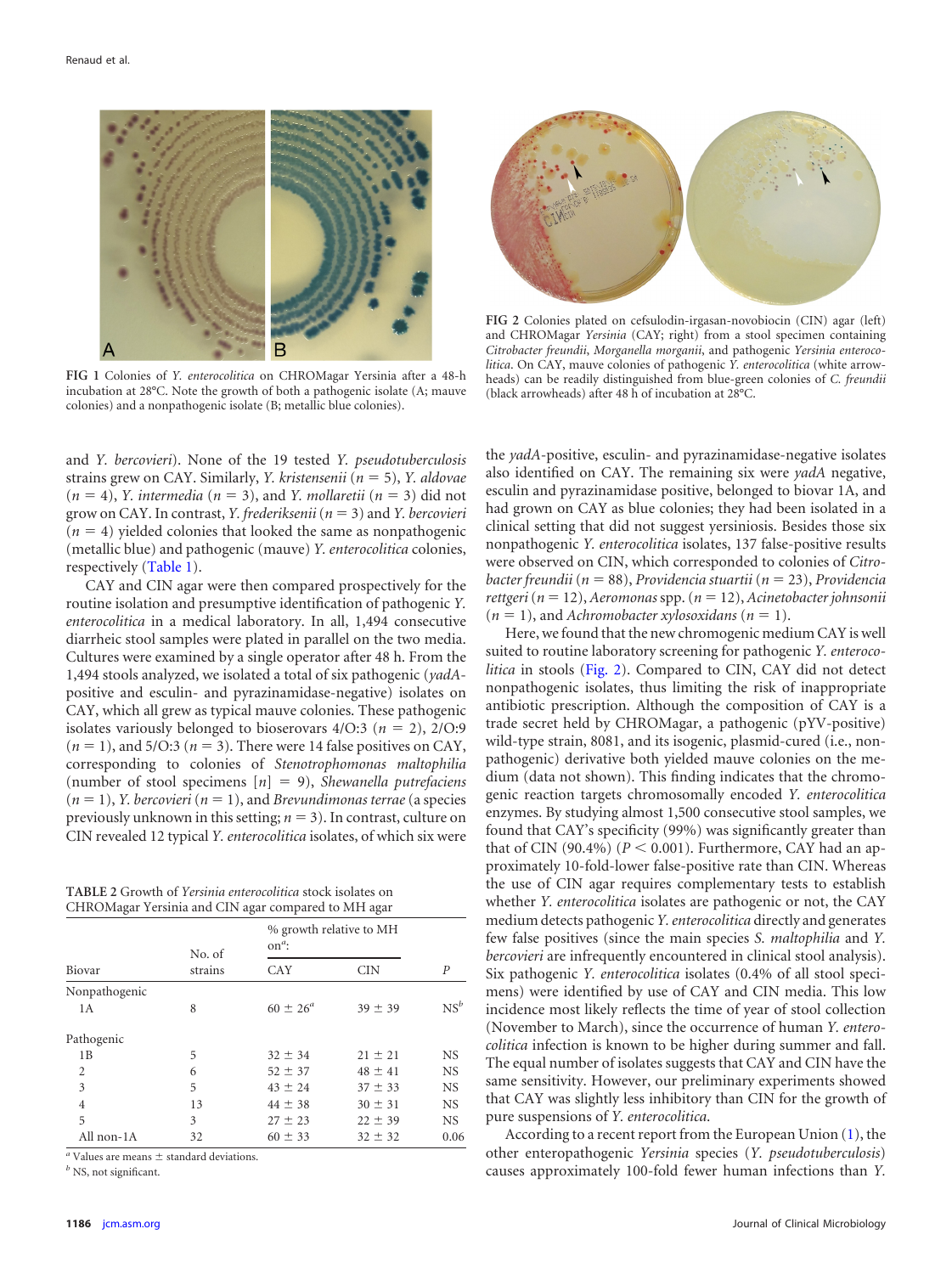FIG 1 Colonies of *Y. enterocolitica* on CHROMagar Yersinia after a 48-h incubation at 28°C. Note the growth of both a pathogenic isolate (A; mauve colonies) and a nonpathogenic isolate (B; metallic blue colonies).

FIG 2 Colonies plated on cefsulodin-irgasan-novobiocin (CIN) agar (left) and CHROMagar *Yersinia* (CAY; right) from a stool specimen containing *Citrobacter freundii*, *Morganella morganii*, and pathogenic *Yersinia enterocolitica*. On CAY, mauve colonies of pathogenic *Y. enterocolitica* (white arrowheads) can be readily distinguished from blue-green colonies of *C. freundii* (black arrowheads) after 48 h of incubation at 28°C.

and *Y. bercovieri*). None of the 19 tested *Y. pseudotuberculosis* strains grew on CAY. Similarly, *Y. kristensenii* (*n* = 5), *Y. aldovae* (*n* = 4), *Y. intermedia* (*n* = 3), and *Y. mollaretii* (*n* = 3) did not grow on CAY. In contrast, *Y. frederiksenii* (*n* = 3) and *Y. bercovieri* (*n* = 4) yielded colonies that looked the same as nonpathogenic (metallic blue) and pathogenic (mauve) *Y. enterocolitica* colonies, respectively (Table 1).

CAY and CIN agar were then compared prospectively for the routine isolation and presumptive identification of pathogenic *Y. enterocolitica* in a medical laboratory. In all, 1,494 consecutive diarrheic stool samples were plated in parallel on the two media. Cultures were examined by a single operator after 48 h. From the 1,494 stools analyzed, we isolated a total of six pathogenic (*yadA*-positive and esculin- and pyrazinamidase-negative) isolates on CAY, which all grew as typical mauve colonies. These pathogenic isolates variously belonged to bioserovars 4/O:3 (*n* = 2), 2/O:9 (*n* = 1), and 5/O:3 (*n* = 3). There were 14 false positives on CAY, corresponding to colonies of *Stenotrophomonas maltophilia* (number of stool specimens [*n*] = 9), *Shewanella putrefaciens* (*n* = 1), *Y. bercovieri* (*n* = 1), and *Brevundimonas terrae* (a species previously unknown in this setting; *n* = 3). In contrast, culture on CIN revealed 12 typical *Y. enterocolitica* isolates, of which six were

TABLE 2 Growth of *Yersinia enterocolitica* stock isolates on CHROMagar Yersinia and CIN agar compared to MH agar

| Biovar | No. of strains | % growth relative to MH on[a]: | | *P* |
|---|---|---|---|---|
| | | CAY | CIN | |
| Nonpathogenic | | | | |
| 1A | 8 | 60 ± 26[a] | 39 ± 39 | NS[b] |
| Pathogenic | | | | |
| 1B | 5 | 32 ± 34 | 21 ± 21 | NS |
| 2 | 6 | 52 ± 37 | 48 ± 41 | NS |
| 3 | 5 | 43 ± 24 | 37 ± 33 | NS |
| 4 | 13 | 44 ± 38 | 30 ± 31 | NS |
| 5 | 3 | 27 ± 23 | 22 ± 39 | NS |
| All non-1A | 32 | 60 ± 33 | 32 ± 32 | 0.06 |

[a] Values are means ± standard deviations.
[b] NS, not significant.

the *yadA*-positive, esculin- and pyrazinamidase-negative isolates also identified on CAY. The remaining six were *yadA* negative, esculin and pyrazinamidase positive, belonged to biovar 1A, and had grown on CAY as blue colonies; they had been isolated in a clinical setting that did not suggest yersiniosis. Besides those six nonpathogenic *Y. enterocolitica* isolates, 137 false-positive results were observed on CIN, which corresponded to colonies of *Citrobacter freundii* (*n* = 88), *Providencia stuartii* (*n* = 23), *Providencia rettgeri* (*n* = 12), *Aeromonas* spp. (*n* = 12), *Acinetobacter johnsonii* (*n* = 1), and *Achromobacter xylosoxidans* (*n* = 1).

Here, we found that the new chromogenic medium CAY is well suited to routine laboratory screening for pathogenic *Y. enterocolitica* in stools (Fig. 2). Compared to CIN, CAY did not detect nonpathogenic isolates, thus limiting the risk of inappropriate antibiotic prescription. Although the composition of CAY is a trade secret held by CHROMagar, a pathogenic (pYV-positive) wild-type strain, 8081, and its isogenic, plasmid-cured (i.e., nonpathogenic) derivative both yielded mauve colonies on the medium (data not shown). This finding indicates that the chromogenic reaction targets chromosomally encoded *Y. enterocolitica* enzymes. By studying almost 1,500 consecutive stool samples, we found that CAY's specificity (99%) was significantly greater than that of CIN (90.4%) ($P < 0.001$). Furthermore, CAY had an approximately 10-fold-lower false-positive rate than CIN. Whereas the use of CIN agar requires complementary tests to establish whether *Y. enterocolitica* isolates are pathogenic or not, the CAY medium detects pathogenic *Y. enterocolitica* directly and generates few false positives (since the main species *S. maltophilia* and *Y. bercovieri* are infrequently encountered in clinical stool analysis). Six pathogenic *Y. enterocolitica* isolates (0.4% of all stool specimens) were identified by use of CAY and CIN media. This low incidence most likely reflects the time of year of stool collection (November to March), since the occurrence of human *Y. enterocolitica* infection is known to be higher during summer and fall. The equal number of isolates suggests that CAY and CIN have the same sensitivity. However, our preliminary experiments showed that CAY was slightly less inhibitory than CIN for the growth of pure suspensions of *Y. enterocolitica*.

According to a recent report from the European Union (1), the other enteropathogenic *Yersinia* species (*Y. pseudotuberculosis*) causes approximately 100-fold fewer human infections than *Y.*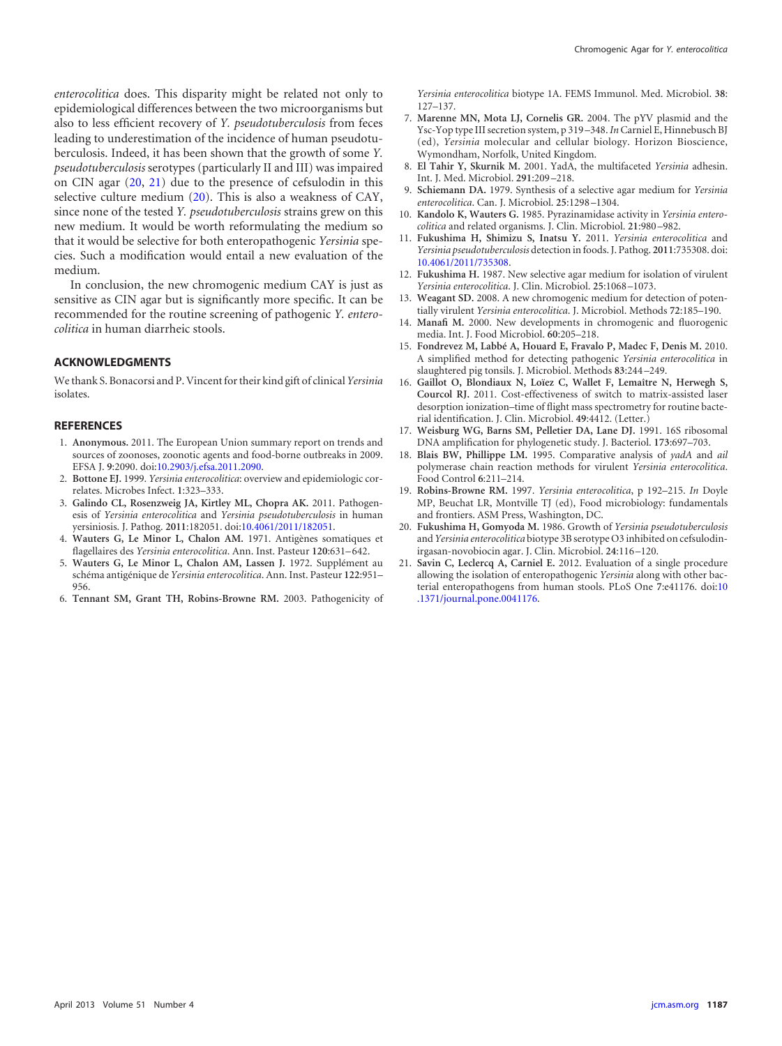*enterocolitica* does. This disparity might be related not only to epidemiological differences between the two microorganisms but also to less efficient recovery of *Y. pseudotuberculosis* from feces leading to underestimation of the incidence of human pseudotuberculosis. Indeed, it has been shown that the growth of some *Y. pseudotuberculosis* serotypes (particularly II and III) was impaired on CIN agar (20, 21) due to the presence of cefsulodin in this selective culture medium (20). This is also a weakness of CAY, since none of the tested *Y. pseudotuberculosis* strains grew on this new medium. It would be worth reformulating the medium so that it would be selective for both enteropathogenic *Yersinia* species. Such a modification would entail a new evaluation of the medium.

In conclusion, the new chromogenic medium CAY is just as sensitive as CIN agar but is significantly more specific. It can be recommended for the routine screening of pathogenic *Y. enterocolitica* in human diarrheic stools.

## ACKNOWLEDGMENTS

We thank S. Bonacorsi and P. Vincent for their kind gift of clinical *Yersinia* isolates.

## REFERENCES

1. **Anonymous.** 2011. The European Union summary report on trends and sources of zoonoses, zoonotic agents and food-borne outbreaks in 2009. EFSA J. **9**:2090. doi:10.2903/j.efsa.2011.2090.
2. **Bottone EJ.** 1999. *Yersinia enterocolitica*: overview and epidemiologic correlates. Microbes Infect. **1**:323–333.
3. **Galindo CL, Rosenzweig JA, Kirtley ML, Chopra AK.** 2011. Pathogenesis of *Yersinia enterocolitica* and *Yersinia pseudotuberculosis* in human yersiniosis. J. Pathog. **2011**:182051. doi:10.4061/2011/182051.
4. **Wauters G, Le Minor L, Chalon AM.** 1971. Antigènes somatiques et flagellaires des *Yersinia enterocolitica*. Ann. Inst. Pasteur **120**:631–642.
5. **Wauters G, Le Minor L, Chalon AM, Lassen J.** 1972. Supplément au schéma antigénique de *Yersinia enterocolitica*. Ann. Inst. Pasteur **122**:951–956.
6. **Tennant SM, Grant TH, Robins-Browne RM.** 2003. Pathogenicity of *Yersinia enterocolitica* biotype 1A. FEMS Immunol. Med. Microbiol. **38**:127–137.
7. **Marenne MN, Mota LJ, Cornelis GR.** 2004. The pYV plasmid and the Ysc-Yop type III secretion system, p 319–348. *In* Carniel E, Hinnebusch BJ (ed), *Yersinia* molecular and cellular biology. Horizon Bioscience, Wymondham, Norfolk, United Kingdom.
8. **El Tahir Y, Skurnik M.** 2001. YadA, the multifaceted *Yersinia* adhesin. Int. J. Med. Microbiol. **291**:209–218.
9. **Schiemann DA.** 1979. Synthesis of a selective agar medium for *Yersinia enterocolitica*. Can. J. Microbiol. **25**:1298–1304.
10. **Kandolo K, Wauters G.** 1985. Pyrazinamidase activity in *Yersinia enterocolitica* and related organisms. J. Clin. Microbiol. **21**:980–982.
11. **Fukushima H, Shimizu S, Inatsu Y.** 2011. *Yersinia enterocolitica* and *Yersinia pseudotuberculosis* detection in foods. J. Pathog. **2011**:735308. doi:10.4061/2011/735308.
12. **Fukushima H.** 1987. New selective agar medium for isolation of virulent *Yersinia enterocolitica*. J. Clin. Microbiol. **25**:1068–1073.
13. **Weagant SD.** 2008. A new chromogenic medium for detection of potentially virulent *Yersinia enterocolitica*. J. Microbiol. Methods **72**:185–190.
14. **Manafi M.** 2000. New developments in chromogenic and fluorogenic media. Int. J. Food Microbiol. **60**:205–218.
15. **Fondrevez M, Labbé A, Houard E, Fravalo P, Madec F, Denis M.** 2010. A simplified method for detecting pathogenic *Yersinia enterocolitica* in slaughtered pig tonsils. J. Microbiol. Methods **83**:244–249.
16. **Gaillot O, Blondiaux N, Loïez C, Wallet F, Lemaître N, Herwegh S, Courcol RJ.** 2011. Cost-effectiveness of switch to matrix-assisted laser desorption ionization–time of flight mass spectrometry for routine bacterial identification. J. Clin. Microbiol. **49**:4412. (Letter.)
17. **Weisburg WG, Barns SM, Pelletier DA, Lane DJ.** 1991. 16S ribosomal DNA amplification for phylogenetic study. J. Bacteriol. **173**:697–703.
18. **Blais BW, Phillippe LM.** 1995. Comparative analysis of *yadA* and *ail* polymerase chain reaction methods for virulent *Yersinia enterocolitica*. Food Control **6**:211–214.
19. **Robins-Browne RM.** 1997. *Yersinia enterocolitica*, p 192–215. *In* Doyle MP, Beuchat LR, Montville TJ (ed), Food microbiology: fundamentals and frontiers. ASM Press, Washington, DC.
20. **Fukushima H, Gomyoda M.** 1986. Growth of *Yersinia pseudotuberculosis* and *Yersinia enterocolitica* biotype 3B serotype O3 inhibited on cefsulodin-irgasan-novobiocin agar. J. Clin. Microbiol. **24**:116–120.
21. **Savin C, Leclercq A, Carniel E.** 2012. Evaluation of a single procedure allowing the isolation of enteropathogenic *Yersinia* along with other bacterial enteropathogens from human stools. PLoS One **7**:e41176. doi:10.1371/journal.pone.0041176.